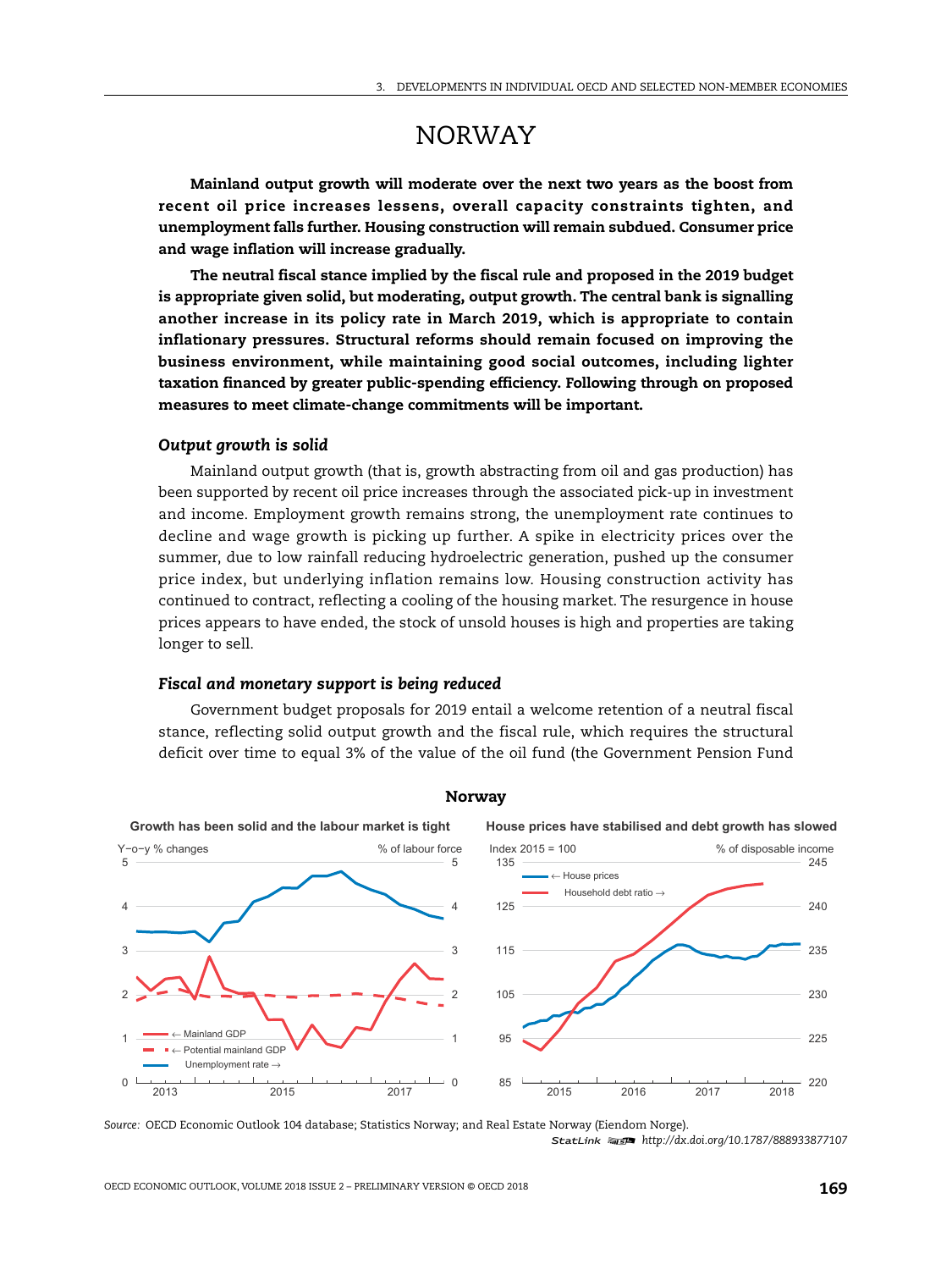# NORWAY

**Mainland output growth will moderate over the next two years as the boost from recent oil price increases lessens, overall capacity constraints tighten, and unemployment falls further. Housing construction will remain subdued. Consumer price and wage inflation will increase gradually.**

**The neutral fiscal stance implied by the fiscal rule and proposed in the 2019 budget is appropriate given solid, but moderating, output growth. The central bank is signalling another increase in its policy rate in March 2019, which is appropriate to contain inflationary pressures. Structural reforms should remain focused on improving the business environment, while maintaining good social outcomes, including lighter taxation financed by greater public-spending efficiency. Following through on proposed measures to meet climate-change commitments will be important.**

### *Output growth is solid*

Mainland output growth (that is, growth abstracting from oil and gas production) has been supported by recent oil price increases through the associated pick-up in investment and income. Employment growth remains strong, the unemployment rate continues to decline and wage growth is picking up further. A spike in electricity prices over the summer, due to low rainfall reducing hydroelectric generation, pushed up the consumer price index, but underlying inflation remains low. Housing construction activity has continued to contract, reflecting a cooling of the housing market. The resurgence in house prices appears to have ended, the stock of unsold houses is high and properties are taking longer to sell.

### *Fiscal and monetary support is being reduced*

Government budget proposals for 2019 entail a welcome retention of a neutral fiscal stance, reflecting solid output growth and the fiscal rule, which requires the structural deficit over time to equal 3% of the value of the oil fund (the Government Pension Fund

**Norway**

Growth has been solid and the labour market is tight

House prices have stabilised and debt growth has slowed

*Source:* OECD Economic Outlook 104 database; Statistics Norway; and Real Estate Norway (Eiendom Norge).

StatLink http://dx.doi.org/10.1787/888933877107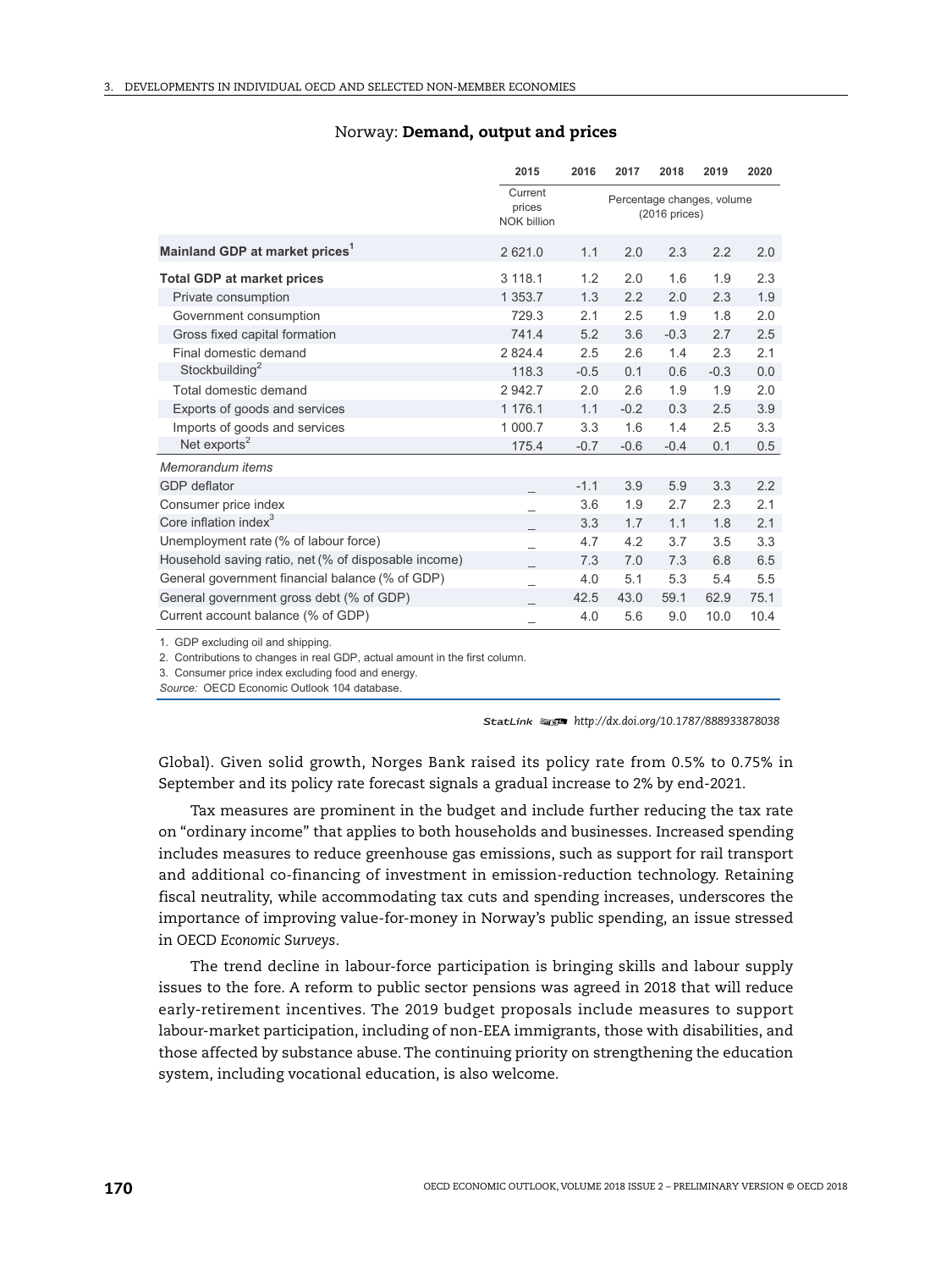## Norway: **Demand, output and prices**

| | 2015 | 2016 | 2017 | 2018 | 2019 | 2020 |
|---|---|---|---|---|---|---|
| | Current prices NOK billion | Percentage changes, volume (2016 prices) | | | | |
| **Mainland GDP at market prices**[1] | 2 621.0 | 1.1 | 2.0 | 2.3 | 2.2 | 2.0 |
| **Total GDP at market prices** | 3 118.1 | 1.2 | 2.0 | 1.6 | 1.9 | 2.3 |
| Private consumption | 1 353.7 | 1.3 | 2.2 | 2.0 | 2.3 | 1.9 |
| Government consumption | 729.3 | 2.1 | 2.5 | 1.9 | 1.8 | 2.0 |
| Gross fixed capital formation | 741.4 | 5.2 | 3.6 | -0.3 | 2.7 | 2.5 |
| Final domestic demand | 2 824.4 | 2.5 | 2.6 | 1.4 | 2.3 | 2.1 |
| Stockbuilding[2] | 118.3 | -0.5 | 0.1 | 0.6 | -0.3 | 0.0 |
| Total domestic demand | 2 942.7 | 2.0 | 2.6 | 1.9 | 1.9 | 2.0 |
| Exports of goods and services | 1 176.1 | 1.1 | -0.2 | 0.3 | 2.5 | 3.9 |
| Imports of goods and services | 1 000.7 | 3.3 | 1.6 | 1.4 | 2.5 | 3.3 |
| Net exports[2] | 175.4 | -0.7 | -0.6 | -0.4 | 0.1 | 0.5 |
| *Memorandum items* | | | | | | |
| GDP deflator | _ | -1.1 | 3.9 | 5.9 | 3.3 | 2.2 |
| Consumer price index | _ | 3.6 | 1.9 | 2.7 | 2.3 | 2.1 |
| Core inflation index[3] | _ | 3.3 | 1.7 | 1.1 | 1.8 | 2.1 |
| Unemployment rate (% of labour force) | _ | 4.7 | 4.2 | 3.7 | 3.5 | 3.3 |
| Household saving ratio, net (% of disposable income) | _ | 7.3 | 7.0 | 7.3 | 6.8 | 6.5 |
| General government financial balance (% of GDP) | _ | 4.0 | 5.1 | 5.3 | 5.4 | 5.5 |
| General government gross debt (% of GDP) | _ | 42.5 | 43.0 | 59.1 | 62.9 | 75.1 |
| Current account balance (% of GDP) | _ | 4.0 | 5.6 | 9.0 | 10.0 | 10.4 |

1. GDP excluding oil and shipping.
2. Contributions to changes in real GDP, actual amount in the first column.
3. Consumer price index excluding food and energy.

*Source:* OECD Economic Outlook 104 database.

StatLink http://dx.doi.org/10.1787/888933878038

Global). Given solid growth, Norges Bank raised its policy rate from 0.5% to 0.75% in September and its policy rate forecast signals a gradual increase to 2% by end-2021.

Tax measures are prominent in the budget and include further reducing the tax rate on "ordinary income" that applies to both households and businesses. Increased spending includes measures to reduce greenhouse gas emissions, such as support for rail transport and additional co-financing of investment in emission-reduction technology. Retaining fiscal neutrality, while accommodating tax cuts and spending increases, underscores the importance of improving value-for-money in Norway's public spending, an issue stressed in OECD *Economic Surveys*.

The trend decline in labour-force participation is bringing skills and labour supply issues to the fore. A reform to public sector pensions was agreed in 2018 that will reduce early-retirement incentives. The 2019 budget proposals include measures to support labour-market participation, including of non-EEA immigrants, those with disabilities, and those affected by substance abuse. The continuing priority on strengthening the education system, including vocational education, is also welcome.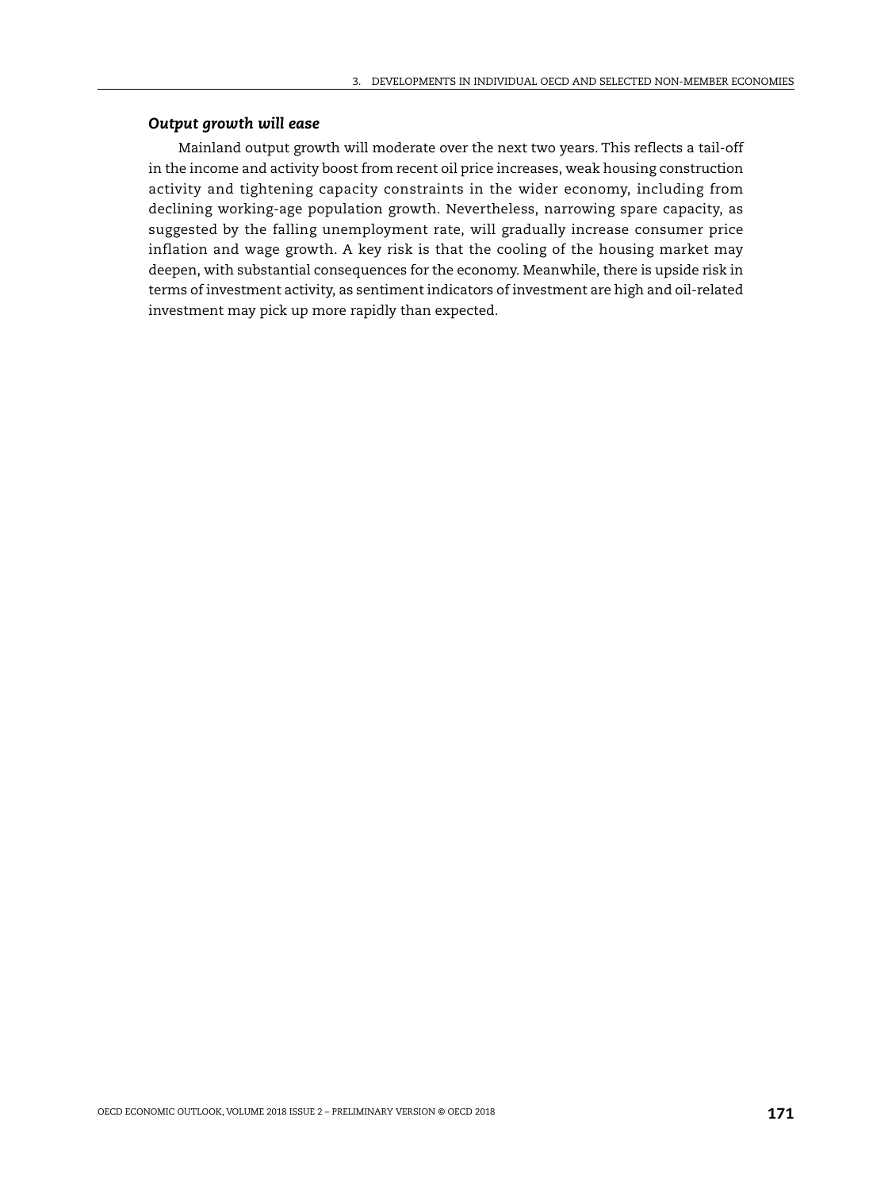### *Output growth will ease*

Mainland output growth will moderate over the next two years. This reflects a tail-off in the income and activity boost from recent oil price increases, weak housing construction activity and tightening capacity constraints in the wider economy, including from declining working-age population growth. Nevertheless, narrowing spare capacity, as suggested by the falling unemployment rate, will gradually increase consumer price inflation and wage growth. A key risk is that the cooling of the housing market may deepen, with substantial consequences for the economy. Meanwhile, there is upside risk in terms of investment activity, as sentiment indicators of investment are high and oil-related investment may pick up more rapidly than expected.